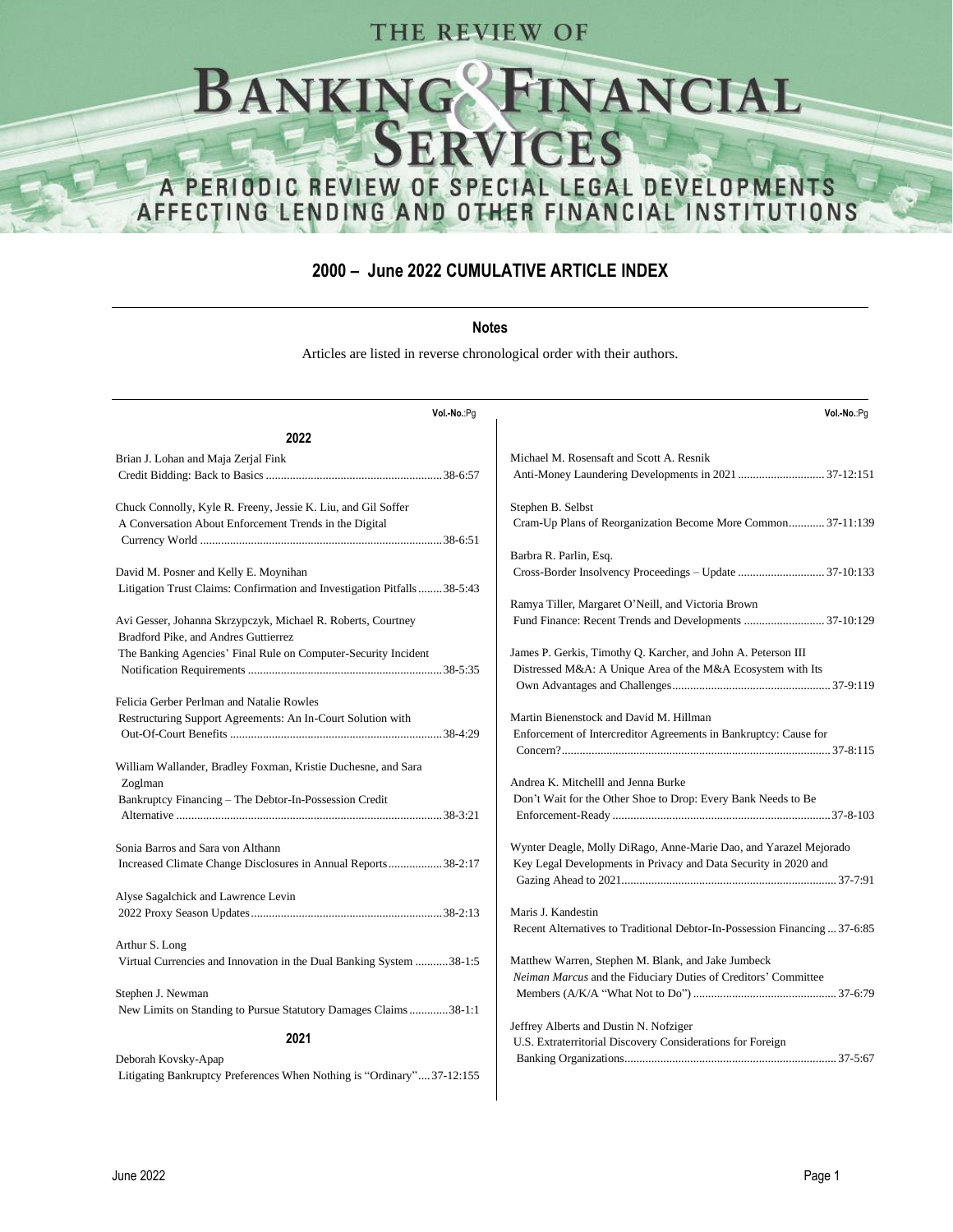# THE REVIEW OF BANKING & FINANCIAL SERVICES

A PERIODIC REVIEW OF SPECIAL LEGAL DEVELOPMENTS AFFECTING LENDING AND OTHER FINANCIAL INSTITUTIONS

## 2000 – June 2022 CUMULATIVE ARTICLE INDEX

### Notes

Articles are listed in reverse chronological order with their authors.

**Vol.-No.**:Pg

### 2022

Brian J. Lohan and Maja Zerjal Fink
Credit Bidding: Back to Basics .......... 38-6:57

Chuck Connolly, Kyle R. Freeny, Jessie K. Liu, and Gil Soffer
A Conversation About Enforcement Trends in the Digital Currency World .......... 38-6:51

David M. Posner and Kelly E. Moynihan
Litigation Trust Claims: Confirmation and Investigation Pitfalls .......... 38-5:43

Avi Gesser, Johanna Skrzypczyk, Michael R. Roberts, Courtney Bradford Pike, and Andres Guttierrez
The Banking Agencies' Final Rule on Computer-Security Incident Notification Requirements .......... 38-5:35

Felicia Gerber Perlman and Natalie Rowles
Restructuring Support Agreements: An In-Court Solution with Out-Of-Court Benefits .......... 38-4:29

William Wallander, Bradley Foxman, Kristie Duchesne, and Sara Zoglman
Bankruptcy Financing – The Debtor-In-Possession Credit Alternative .......... 38-3:21

Sonia Barros and Sara von Althann
Increased Climate Change Disclosures in Annual Reports .......... 38-2:17

Alyse Sagalchick and Lawrence Levin
2022 Proxy Season Updates .......... 38-2:13

Arthur S. Long
Virtual Currencies and Innovation in the Dual Banking System .......... 38-1:5

Stephen J. Newman
New Limits on Standing to Pursue Statutory Damages Claims .......... 38-1:1

### 2021

Deborah Kovsky-Apap
Litigating Bankruptcy Preferences When Nothing is "Ordinary" .......... 37-12:155

Michael M. Rosensaft and Scott A. Resnik
Anti-Money Laundering Developments in 2021 .......... 37-12:151

Stephen B. Selbst
Cram-Up Plans of Reorganization Become More Common .......... 37-11:139

Barbra R. Parlin, Esq.
Cross-Border Insolvency Proceedings – Update .......... 37-10:133

Ramya Tiller, Margaret O'Neill, and Victoria Brown
Fund Finance: Recent Trends and Developments .......... 37-10:129

James P. Gerkis, Timothy Q. Karcher, and John A. Peterson III
Distressed M&A: A Unique Area of the M&A Ecosystem with Its Own Advantages and Challenges .......... 37-9:119

Martin Bienenstock and David M. Hillman
Enforcement of Intercreditor Agreements in Bankruptcy: Cause for Concern? .......... 37-8:115

Andrea K. Mitchelll and Jenna Burke
Don't Wait for the Other Shoe to Drop: Every Bank Needs to Be Enforcement-Ready .......... 37-8-103

Wynter Deagle, Molly DiRago, Anne-Marie Dao, and Yarazel Mejorado
Key Legal Developments in Privacy and Data Security in 2020 and Gazing Ahead to 2021 .......... 37-7:91

Maris J. Kandestin
Recent Alternatives to Traditional Debtor-In-Possession Financing ... 37-6:85

Matthew Warren, Stephen M. Blank, and Jake Jumbeck
*Neiman Marcus* and the Fiduciary Duties of Creditors' Committee Members (A/K/A "What Not to Do") .......... 37-6:79

Jeffrey Alberts and Dustin N. Nofziger
U.S. Extraterritorial Discovery Considerations for Foreign Banking Organizations .......... 37-5:67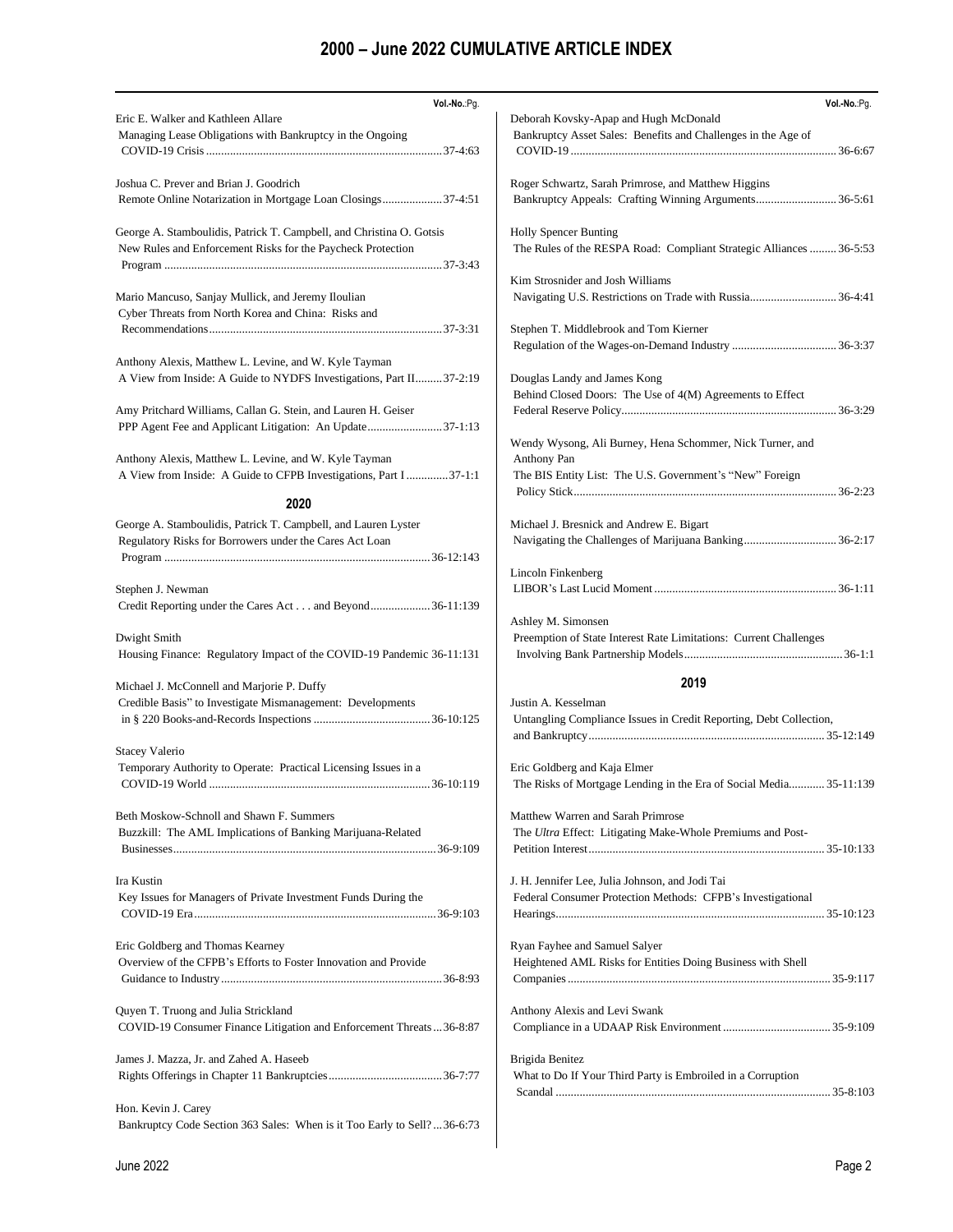# 2000 – June 2022 CUMULATIVE ARTICLE INDEX

**Vol.-No.**:Pg.

Eric E. Walker and Kathleen Allare
Managing Lease Obligations with Bankruptcy in the Ongoing COVID-19 Crisis ....................37-4:63

Joshua C. Prever and Brian J. Goodrich
Remote Online Notarization in Mortgage Loan Closings....................37-4:51

George A. Stamboulidis, Patrick T. Campbell, and Christina O. Gotsis
New Rules and Enforcement Risks for the Paycheck Protection Program ....................37-3:43

Mario Mancuso, Sanjay Mullick, and Jeremy Iloulian
Cyber Threats from North Korea and China: Risks and Recommendations....................37-3:31

Anthony Alexis, Matthew L. Levine, and W. Kyle Tayman
A View from Inside: A Guide to NYDFS Investigations, Part II.........37-2:19

Amy Pritchard Williams, Callan G. Stein, and Lauren H. Geiser
PPP Agent Fee and Applicant Litigation: An Update....................37-1:13

Anthony Alexis, Matthew L. Levine, and W. Kyle Tayman
A View from Inside: A Guide to CFPB Investigations, Part I .............37-1:1

## 2020

George A. Stamboulidis, Patrick T. Campbell, and Lauren Lyster
Regulatory Risks for Borrowers under the Cares Act Loan Program ....................36-12:143

Stephen J. Newman
Credit Reporting under the Cares Act . . . and Beyond....................36-11:139

Dwight Smith
Housing Finance: Regulatory Impact of the COVID-19 Pandemic 36-11:131

Michael J. McConnell and Marjorie P. Duffy
Credible Basis" to Investigate Mismanagement: Developments in § 220 Books-and-Records Inspections ....................36-10:125

Stacey Valerio
Temporary Authority to Operate: Practical Licensing Issues in a COVID-19 World ....................36-10:119

Beth Moskow-Schnoll and Shawn F. Summers
Buzzkill: The AML Implications of Banking Marijuana-Related Businesses....................36-9:109

Ira Kustin
Key Issues for Managers of Private Investment Funds During the COVID-19 Era....................36-9:103

Eric Goldberg and Thomas Kearney
Overview of the CFPB's Efforts to Foster Innovation and Provide Guidance to Industry....................36-8:93

Quyen T. Truong and Julia Strickland
COVID-19 Consumer Finance Litigation and Enforcement Threats ...36-8:87

James J. Mazza, Jr. and Zahed A. Haseeb
Rights Offerings in Chapter 11 Bankruptcies....................36-7:77

Hon. Kevin J. Carey
Bankruptcy Code Section 363 Sales: When is it Too Early to Sell? ...36-6:73

Deborah Kovsky-Apap and Hugh McDonald
Bankruptcy Asset Sales: Benefits and Challenges in the Age of COVID-19 ....................36-6:67

Roger Schwartz, Sarah Primrose, and Matthew Higgins
Bankruptcy Appeals: Crafting Winning Arguments....................36-5:61

Holly Spencer Bunting
The Rules of the RESPA Road: Compliant Strategic Alliances .........36-5:53

Kim Strosnider and Josh Williams
Navigating U.S. Restrictions on Trade with Russia....................36-4:41

Stephen T. Middlebrook and Tom Kierner
Regulation of the Wages-on-Demand Industry ....................36-3:37

Douglas Landy and James Kong
Behind Closed Doors: The Use of 4(M) Agreements to Effect Federal Reserve Policy....................36-3:29

Wendy Wysong, Ali Burney, Hena Schommer, Nick Turner, and Anthony Pan
The BIS Entity List: The U.S. Government's "New" Foreign Policy Stick....................36-2:23

Michael J. Bresnick and Andrew E. Bigart
Navigating the Challenges of Marijuana Banking....................36-2:17

Lincoln Finkenberg
LIBOR's Last Lucid Moment ....................36-1:11

Ashley M. Simonsen
Preemption of State Interest Rate Limitations: Current Challenges Involving Bank Partnership Models....................36-1:1

## 2019

Justin A. Kesselman
Untangling Compliance Issues in Credit Reporting, Debt Collection, and Bankruptcy....................35-12:149

Eric Goldberg and Kaja Elmer
The Risks of Mortgage Lending in the Era of Social Media............35-11:139

Matthew Warren and Sarah Primrose
The *Ultra* Effect: Litigating Make-Whole Premiums and Post-Petition Interest....................35-10:133

J. H. Jennifer Lee, Julia Johnson, and Jodi Tai
Federal Consumer Protection Methods: CFPB's Investigational Hearings....................35-10:123

Ryan Fayhee and Samuel Salyer
Heightened AML Risks for Entities Doing Business with Shell Companies ....................35-9:117

Anthony Alexis and Levi Swank
Compliance in a UDAAP Risk Environment ....................35-9:109

Brigida Benitez
What to Do If Your Third Party is Embroiled in a Corruption Scandal ....................35-8:103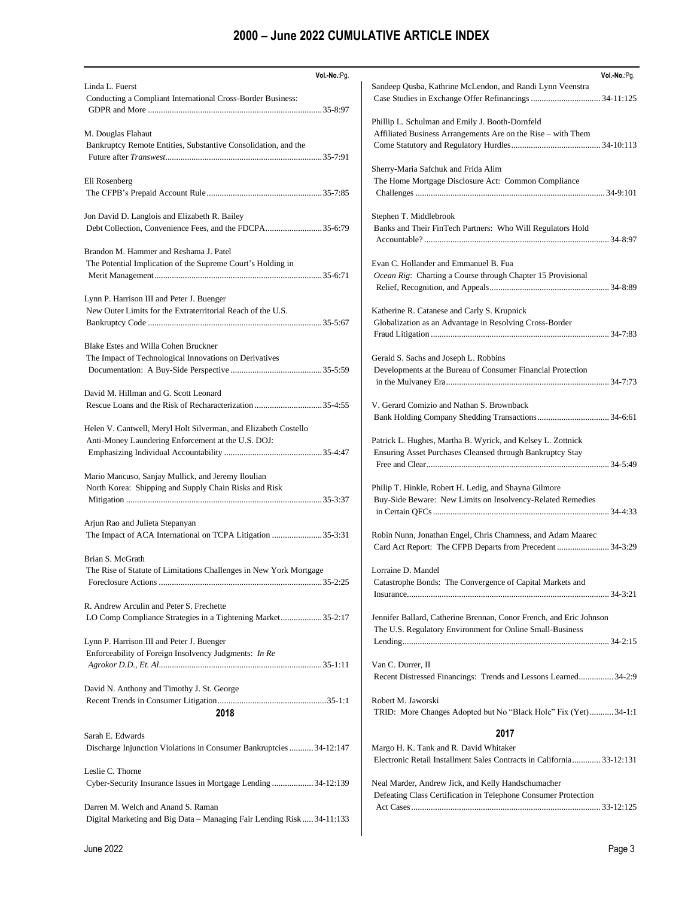# 2000 – June 2022 CUMULATIVE ARTICLE INDEX

Vol.-No.:Pg.

Linda L. Fuerst
Conducting a Compliant International Cross-Border Business: GDPR and More ....35-8:97

M. Douglas Flahaut
Bankruptcy Remote Entities, Substantive Consolidation, and the Future after *Transwest*....35-7:91

Eli Rosenberg
The CFPB's Prepaid Account Rule....35-7:85

Jon David D. Langlois and Elizabeth R. Bailey
Debt Collection, Convenience Fees, and the FDCPA....35-6:79

Brandon M. Hammer and Reshama J. Patel
The Potential Implication of the Supreme Court's Holding in Merit Management....35-6:71

Lynn P. Harrison III and Peter J. Buenger
New Outer Limits for the Extraterritorial Reach of the U.S. Bankruptcy Code....35-5:67

Blake Estes and Willa Cohen Bruckner
The Impact of Technological Innovations on Derivatives Documentation: A Buy-Side Perspective....35-5:59

David M. Hillman and G. Scott Leonard
Rescue Loans and the Risk of Recharacterization....35-4:55

Helen V. Cantwell, Meryl Holt Silverman, and Elizabeth Costello
Anti-Money Laundering Enforcement at the U.S. DOJ: Emphasizing Individual Accountability....35-4:47

Mario Mancuso, Sanjay Mullick, and Jeremy Iloulian
North Korea: Shipping and Supply Chain Risks and Risk Mitigation....35-3:37

Arjun Rao and Julieta Stepanyan
The Impact of ACA International on TCPA Litigation....35-3:31

Brian S. McGrath
The Rise of Statute of Limitations Challenges in New York Mortgage Foreclosure Actions....35-2:25

R. Andrew Arculin and Peter S. Frechette
LO Comp Compliance Strategies in a Tightening Market....35-2:17

Lynn P. Harrison III and Peter J. Buenger
Enforceability of Foreign Insolvency Judgments: *In Re Agrokor D.D., Et. Al.*....35-1:11

David N. Anthony and Timothy J. St. George
Recent Trends in Consumer Litigation....35-1:1

## 2018

Sarah E. Edwards
Discharge Injunction Violations in Consumer Bankruptcies....34-12:147

Leslie C. Thorne
Cyber-Security Insurance Issues in Mortgage Lending....34-12:139

Darren M. Welch and Anand S. Raman
Digital Marketing and Big Data – Managing Fair Lending Risk....34-11:133

Sandeep Qusba, Kathrine McLendon, and Randi Lynn Veenstra
Case Studies in Exchange Offer Refinancings....34-11:125

Phillip L. Schulman and Emily J. Booth-Dornfeld
Affiliated Business Arrangements Are on the Rise – with Them Come Statutory and Regulatory Hurdles....34-10:113

Sherry-Maria Safchuk and Frida Alim
The Home Mortgage Disclosure Act: Common Compliance Challenges....34-9:101

Stephen T. Middlebrook
Banks and Their FinTech Partners: Who Will Regulators Hold Accountable?....34-8:97

Evan C. Hollander and Emmanuel B. Fua
*Ocean Rig*: Charting a Course through Chapter 15 Provisional Relief, Recognition, and Appeals....34-8:89

Katherine R. Catanese and Carly S. Krupnick
Globalization as an Advantage in Resolving Cross-Border Fraud Litigation....34-7:83

Gerald S. Sachs and Joseph L. Robbins
Developments at the Bureau of Consumer Financial Protection in the Mulvaney Era....34-7:73

V. Gerard Comizio and Nathan S. Brownback
Bank Holding Company Shedding Transactions....34-6:61

Patrick L. Hughes, Martha B. Wyrick, and Kelsey L. Zottnick
Ensuring Asset Purchases Cleansed through Bankruptcy Stay Free and Clear....34-5:49

Philip T. Hinkle, Robert H. Ledig, and Shayna Gilmore
Buy-Side Beware: New Limits on Insolvency-Related Remedies in Certain QFCs....34-4:33

Robin Nunn, Jonathan Engel, Chris Chamness, and Adam Maarec
Card Act Report: The CFPB Departs from Precedent....34-3:29

Lorraine D. Mandel
Catastrophe Bonds: The Convergence of Capital Markets and Insurance....34-3:21

Jennifer Ballard, Catherine Brennan, Conor French, and Eric Johnson
The U.S. Regulatory Environment for Online Small-Business Lending....34-2:15

Van C. Durrer, II
Recent Distressed Financings: Trends and Lessons Learned....34-2:9

Robert M. Jaworski
TRID: More Changes Adopted but No "Black Hole" Fix (Yet)....34-1:1

## 2017

Margo H. K. Tank and R. David Whitaker
Electronic Retail Installment Sales Contracts in California....33-12:131

Neal Marder, Andrew Jick, and Kelly Handschumacher
Defeating Class Certification in Telephone Consumer Protection Act Cases....33-12:125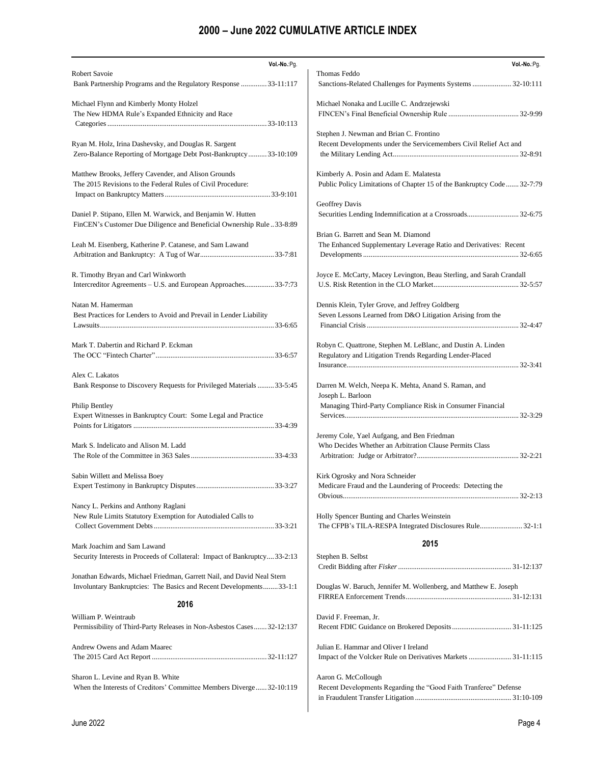# 2000 – June 2022 CUMULATIVE ARTICLE INDEX

Vol.-No.:Pg.

Robert Savoie
Bank Partnership Programs and the Regulatory Response ..............33-11:117

Michael Flynn and Kimberly Monty Holzel
The New HDMA Rule's Expanded Ethnicity and Race Categories.....................................................................................33-10:113

Ryan M. Holz, Irina Dashevsky, and Douglas R. Sargent
Zero-Balance Reporting of Mortgage Debt Post-Bankruptcy..........33-10:109

Matthew Brooks, Jeffery Cavender, and Alison Grounds
The 2015 Revisions to the Federal Rules of Civil Procedure: Impact on Bankruptcy Matters........................................................33-9:101

Daniel P. Stipano, Ellen M. Warwick, and Benjamin W. Hutten
FinCEN's Customer Due Diligence and Beneficial Ownership Rule ..33-8:89

Leah M. Eisenberg, Katherine P. Catanese, and Sam Lawand
Arbitration and Bankruptcy: A Tug of War........................................33-7:81

R. Timothy Bryan and Carl Winkworth
Intercreditor Agreements – U.S. and European Approaches................33-7:73

Natan M. Hamerman
Best Practices for Lenders to Avoid and Prevail in Lender Liability Lawsuits.............................................................................................33-6:65

Mark T. Dabertin and Richard P. Eckman
The OCC "Fintech Charter"...............................................................33-6:57

Alex C. Lakatos
Bank Response to Discovery Requests for Privileged Materials .........33-5:45

Philip Bentley
Expert Witnesses in Bankruptcy Court: Some Legal and Practice Points for Litigators ...........................................................................33-4:39

Mark S. Indelicato and Alison M. Ladd
The Role of the Committee in 363 Sales............................................33-4:33

Sabin Willett and Melissa Boey
Expert Testimony in Bankruptcy Disputes..........................................33-3:27

Nancy L. Perkins and Anthony Raglani
New Rule Limits Statutory Exemption for Autodialed Calls to Collect Government Debts................................................................33-3:21

Mark Joachim and Sam Lawand
Security Interests in Proceeds of Collateral: Impact of Bankruptcy....33-2:13

Jonathan Edwards, Michael Friedman, Garrett Nail, and David Neal Stern
Involuntary Bankruptcies: The Basics and Recent Developments........33-1:1

## 2016

William P. Weintraub
Permissibility of Third-Party Releases in Non-Asbestos Cases.......32-12:137

Andrew Owens and Adam Maarec
The 2015 Card Act Report.............................................................32-11:127

Sharon L. Levine and Ryan B. White
When the Interests of Creditors' Committee Members Diverge......32-10:119

Thomas Feddo
Sanctions-Related Challenges for Payments Systems .....................32-10:111

Michael Nonaka and Lucille C. Andrzejewski
FINCEN's Final Beneficial Ownership Rule ......................................32-9:99

Stephen J. Newman and Brian C. Frontino
Recent Developments under the Servicemembers Civil Relief Act and the Military Lending Act...................................................................32-8:91

Kimberly A. Posin and Adam E. Malatesta
Public Policy Limitations of Chapter 15 of the Bankruptcy Code.......32-7:79

Geoffrey Davis
Securities Lending Indemnification at a Crossroads............................32-6:75

Brian G. Barrett and Sean M. Diamond
The Enhanced Supplementary Leverage Ratio and Derivatives: Recent Developments ...................................................................................32-6:65

Joyce E. McCarty, Macey Levington, Beau Sterling, and Sarah Crandall
U.S. Risk Retention in the CLO Market..............................................32-5:57

Dennis Klein, Tyler Grove, and Jeffrey Goldberg
Seven Lessons Learned from D&O Litigation Arising from the Financial Crisis..................................................................................32-4:47

Robyn C. Quattrone, Stephen M. LeBlanc, and Dustin A. Linden
Regulatory and Litigation Trends Regarding Lender-Placed Insurance.............................................................................................32-3:41

Darren M. Welch, Neepa K. Mehta, Anand S. Raman, and Joseph L. Barloon
Managing Third-Party Compliance Risk in Consumer Financial Services..............................................................................................32-3:29

Jeremy Cole, Yael Aufgang, and Ben Friedman
Who Decides Whether an Arbitration Clause Permits Class Arbitration: Judge or Arbitrator?......................................................32-2:21

Kirk Ogrosky and Nora Schneider
Medicare Fraud and the Laundering of Proceeds: Detecting the Obvious...............................................................................................32-2:13

Holly Spencer Bunting and Charles Weinstein
The CFPB's TILA-RESPA Integrated Disclosures Rule.......................32-1:1

## 2015

Stephen B. Selbst
Credit Bidding after *Fisker* ............................................................31-12:137

Douglas W. Baruch, Jennifer M. Wollenberg, and Matthew E. Joseph
FIRREA Enforcement Trends........................................................31-12:131

David F. Freeman, Jr.
Recent FDIC Guidance on Brokered Deposits................................31-11:125

Julian E. Hammar and Oliver I Ireland
Impact of the Volcker Rule on Derivatives Markets .......................31-11:115

Aaron G. McCollough
Recent Developments Regarding the "Good Faith Tranferee" Defense in Fraudulent Transfer Litigation ...................................................31:10-109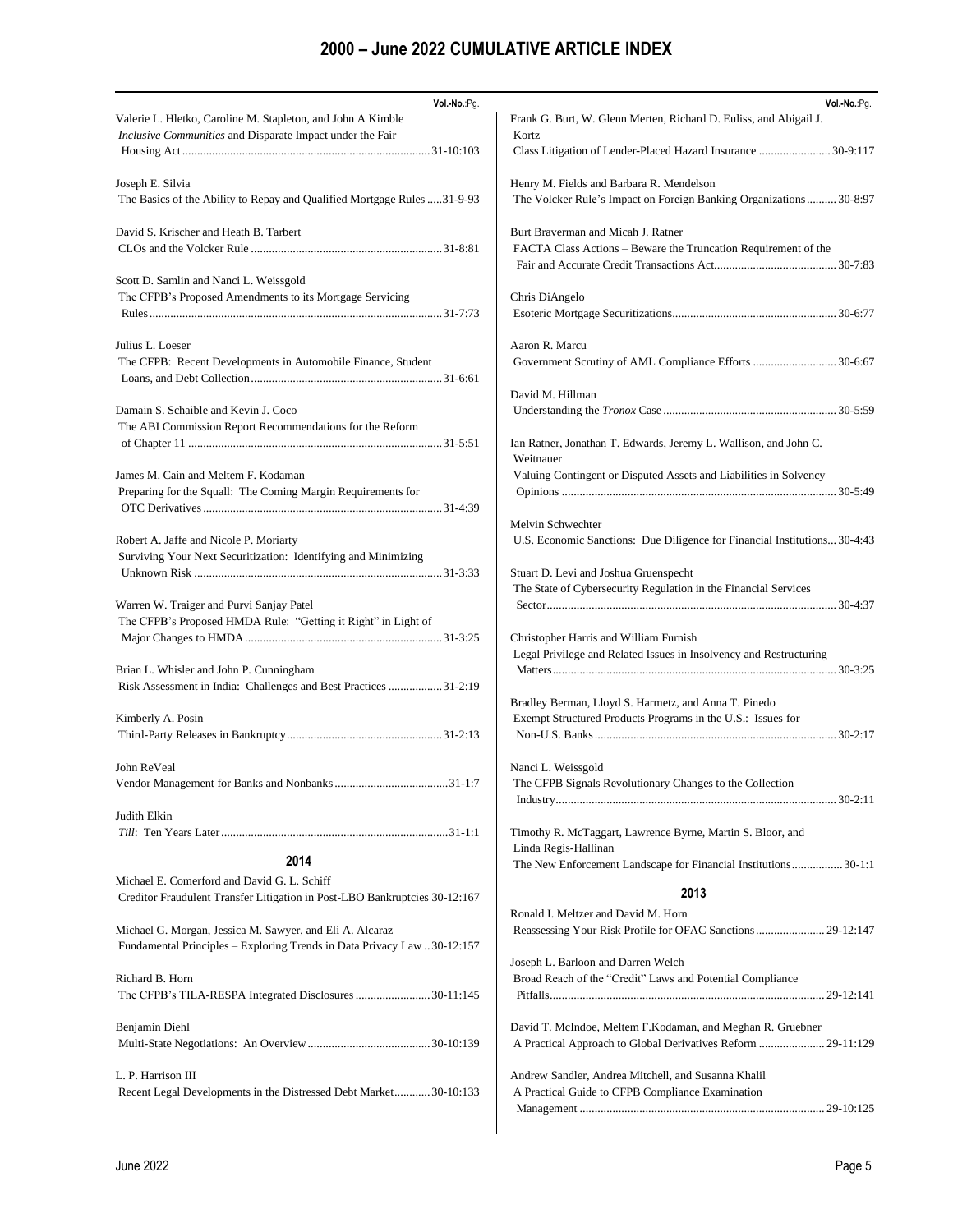# 2000 – June 2022 CUMULATIVE ARTICLE INDEX

Vol.-No.:Pg.

Valerie L. Hletko, Caroline M. Stapleton, and John A Kimble
*Inclusive Communities* and Disparate Impact under the Fair Housing Act ........ 31-10:103

Joseph E. Silvia
The Basics of the Ability to Repay and Qualified Mortgage Rules ..... 31-9-93

David S. Krischer and Heath B. Tarbert
CLOs and the Volcker Rule ........ 31-8:81

Scott D. Samlin and Nanci L. Weissgold
The CFPB's Proposed Amendments to its Mortgage Servicing Rules ........ 31-7:73

Julius L. Loeser
The CFPB: Recent Developments in Automobile Finance, Student Loans, and Debt Collection ........ 31-6:61

Damain S. Schaible and Kevin J. Coco
The ABI Commission Report Recommendations for the Reform of Chapter 11 ........ 31-5:51

James M. Cain and Meltem F. Kodaman
Preparing for the Squall: The Coming Margin Requirements for OTC Derivatives ........ 31-4:39

Robert A. Jaffe and Nicole P. Moriarty
Surviving Your Next Securitization: Identifying and Minimizing Unknown Risk ........ 31-3:33

Warren W. Traiger and Purvi Sanjay Patel
The CFPB's Proposed HMDA Rule: "Getting it Right" in Light of Major Changes to HMDA ........ 31-3:25

Brian L. Whisler and John P. Cunningham
Risk Assessment in India: Challenges and Best Practices ........ 31-2:19

Kimberly A. Posin
Third-Party Releases in Bankruptcy ........ 31-2:13

John ReVeal
Vendor Management for Banks and Nonbanks ........ 31-1:7

Judith Elkin
*Till*: Ten Years Later ........ 31-1:1

## 2014

Michael E. Comerford and David G. L. Schiff
Creditor Fraudulent Transfer Litigation in Post-LBO Bankruptcies 30-12:167

Michael G. Morgan, Jessica M. Sawyer, and Eli A. Alcaraz
Fundamental Principles – Exploring Trends in Data Privacy Law .. 30-12:157

Richard B. Horn
The CFPB's TILA-RESPA Integrated Disclosures ........ 30-11:145

Benjamin Diehl
Multi-State Negotiations: An Overview ........ 30-10:139

L. P. Harrison III
Recent Legal Developments in the Distressed Debt Market ........ 30-10:133

Frank G. Burt, W. Glenn Merten, Richard D. Euliss, and Abigail J. Kortz
Class Litigation of Lender-Placed Hazard Insurance ........ 30-9:117

Henry M. Fields and Barbara R. Mendelson
The Volcker Rule's Impact on Foreign Banking Organizations ........ 30-8:97

Burt Braverman and Micah J. Ratner
FACTA Class Actions – Beware the Truncation Requirement of the Fair and Accurate Credit Transactions Act ........ 30-7:83

Chris DiAngelo
Esoteric Mortgage Securitizations ........ 30-6:77

Aaron R. Marcu
Government Scrutiny of AML Compliance Efforts ........ 30-6:67

David M. Hillman
Understanding the *Tronox* Case ........ 30-5:59

Ian Ratner, Jonathan T. Edwards, Jeremy L. Wallison, and John C. Weitnauer
Valuing Contingent or Disputed Assets and Liabilities in Solvency Opinions ........ 30-5:49

Melvin Schwechter
U.S. Economic Sanctions: Due Diligence for Financial Institutions... 30-4:43

Stuart D. Levi and Joshua Gruenspecht
The State of Cybersecurity Regulation in the Financial Services Sector ........ 30-4:37

Christopher Harris and William Furnish
Legal Privilege and Related Issues in Insolvency and Restructuring Matters ........ 30-3:25

Bradley Berman, Lloyd S. Harmetz, and Anna T. Pinedo
Exempt Structured Products Programs in the U.S.: Issues for Non-U.S. Banks ........ 30-2:17

Nanci L. Weissgold
The CFPB Signals Revolutionary Changes to the Collection Industry ........ 30-2:11

Timothy R. McTaggart, Lawrence Byrne, Martin S. Bloor, and Linda Regis-Hallinan
The New Enforcement Landscape for Financial Institutions ........ 30-1:1

## 2013

Ronald I. Meltzer and David M. Horn
Reassessing Your Risk Profile for OFAC Sanctions ........ 29-12:147

Joseph L. Barloon and Darren Welch
Broad Reach of the "Credit" Laws and Potential Compliance Pitfalls ........ 29-12:141

David T. McIndoe, Meltem F.Kodaman, and Meghan R. Gruebner
A Practical Approach to Global Derivatives Reform ........ 29-11:129

Andrew Sandler, Andrea Mitchell, and Susanna Khalil
A Practical Guide to CFPB Compliance Examination Management ........ 29-10:125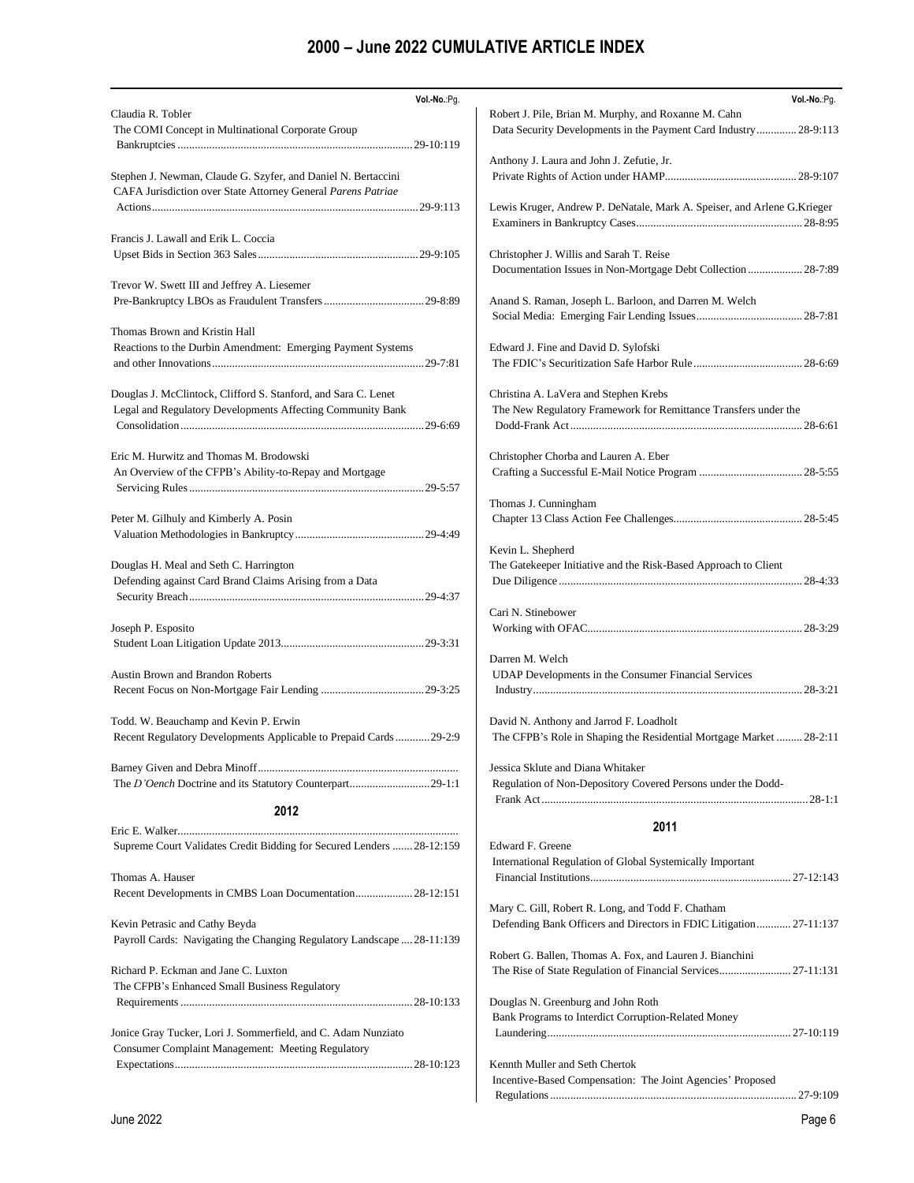# 2000 – June 2022 CUMULATIVE ARTICLE INDEX

**Vol.-No.**:Pg.

Claudia R. Tobler
The COMI Concept in Multinational Corporate Group Bankruptcies ........ 29-10:119

Stephen J. Newman, Claude G. Szyfer, and Daniel N. Bertaccini
CAFA Jurisdiction over State Attorney General *Parens Patriae* Actions ........ 29-9:113

Francis J. Lawall and Erik L. Coccia
Upset Bids in Section 363 Sales ........ 29-9:105

Trevor W. Swett III and Jeffrey A. Liesemer
Pre-Bankruptcy LBOs as Fraudulent Transfers ........ 29-8:89

Thomas Brown and Kristin Hall
Reactions to the Durbin Amendment: Emerging Payment Systems and other Innovations ........ 29-7:81

Douglas J. McClintock, Clifford S. Stanford, and Sara C. Lenet
Legal and Regulatory Developments Affecting Community Bank Consolidation ........ 29-6:69

Eric M. Hurwitz and Thomas M. Brodowski
An Overview of the CFPB's Ability-to-Repay and Mortgage Servicing Rules ........ 29-5:57

Peter M. Gilhuly and Kimberly A. Posin
Valuation Methodologies in Bankruptcy ........ 29-4:49

Douglas H. Meal and Seth C. Harrington
Defending against Card Brand Claims Arising from a Data Security Breach ........ 29-4:37

Joseph P. Esposito
Student Loan Litigation Update 2013 ........ 29-3:31

Austin Brown and Brandon Roberts
Recent Focus on Non-Mortgage Fair Lending ........ 29-3:25

Todd. W. Beauchamp and Kevin P. Erwin
Recent Regulatory Developments Applicable to Prepaid Cards ........ 29-2:9

Barney Given and Debra Minoff ........
The *D'Oench* Doctrine and its Statutory Counterpart ........ 29-1:1

## 2012

Eric E. Walker ........
Supreme Court Validates Credit Bidding for Secured Lenders ........ 28-12:159

Thomas A. Hauser
Recent Developments in CMBS Loan Documentation ........ 28-12:151

Kevin Petrasic and Cathy Beyda
Payroll Cards: Navigating the Changing Regulatory Landscape ........ 28-11:139

Richard P. Eckman and Jane C. Luxton
The CFPB's Enhanced Small Business Regulatory Requirements ........ 28-10:133

Jonice Gray Tucker, Lori J. Sommerfield, and C. Adam Nunziato
Consumer Complaint Management: Meeting Regulatory Expectations ........ 28-10:123

Robert J. Pile, Brian M. Murphy, and Roxanne M. Cahn
Data Security Developments in the Payment Card Industry ........ 28-9:113

Anthony J. Laura and John J. Zefutie, Jr.
Private Rights of Action under HAMP ........ 28-9:107

Lewis Kruger, Andrew P. DeNatale, Mark A. Speiser, and Arlene G.Krieger
Examiners in Bankruptcy Cases ........ 28-8:95

Christopher J. Willis and Sarah T. Reise
Documentation Issues in Non-Mortgage Debt Collection ........ 28-7:89

Anand S. Raman, Joseph L. Barloon, and Darren M. Welch
Social Media: Emerging Fair Lending Issues ........ 28-7:81

Edward J. Fine and David D. Sylofski
The FDIC's Securitization Safe Harbor Rule ........ 28-6:69

Christina A. LaVera and Stephen Krebs
The New Regulatory Framework for Remittance Transfers under the Dodd-Frank Act ........ 28-6:61

Christopher Chorba and Lauren A. Eber
Crafting a Successful E-Mail Notice Program ........ 28-5:55

Thomas J. Cunningham
Chapter 13 Class Action Fee Challenges ........ 28-5:45

Kevin L. Shepherd
The Gatekeeper Initiative and the Risk-Based Approach to Client Due Diligence ........ 28-4:33

Cari N. Stinebower
Working with OFAC ........ 28-3:29

Darren M. Welch
UDAP Developments in the Consumer Financial Services Industry ........ 28-3:21

David N. Anthony and Jarrod F. Loadholt
The CFPB's Role in Shaping the Residential Mortgage Market ........ 28-2:11

Jessica Sklute and Diana Whitaker
Regulation of Non-Depository Covered Persons under the Dodd-Frank Act ........ 28-1:1

## 2011

Edward F. Greene
International Regulation of Global Systemically Important Financial Institutions ........ 27-12:143

Mary C. Gill, Robert R. Long, and Todd F. Chatham
Defending Bank Officers and Directors in FDIC Litigation ........ 27-11:137

Robert G. Ballen, Thomas A. Fox, and Lauren J. Bianchini
The Rise of State Regulation of Financial Services ........ 27-11:131

Douglas N. Greenburg and John Roth
Bank Programs to Interdict Corruption-Related Money Laundering ........ 27-10:119

Kennth Muller and Seth Chertok
Incentive-Based Compensation: The Joint Agencies' Proposed Regulations ........ 27-9:109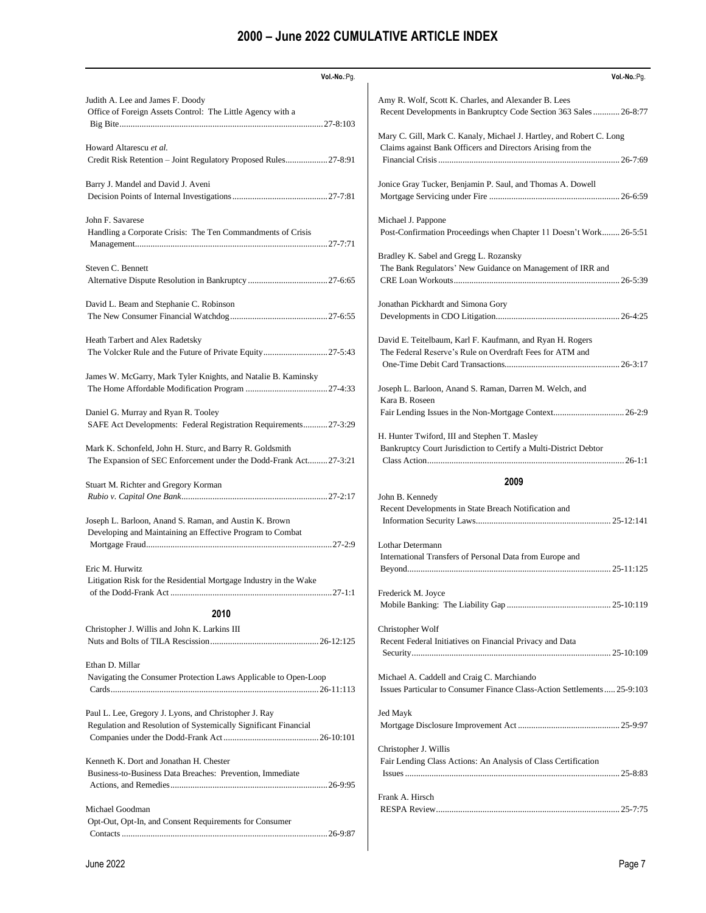# 2000 – June 2022 CUMULATIVE ARTICLE INDEX

**Vol.-No.**:Pg.

Judith A. Lee and James F. Doody
Office of Foreign Assets Control: The Little Agency with a Big Bite ........ 27-8:103

Howard Altarescu *et al.*
Credit Risk Retention – Joint Regulatory Proposed Rules ........ 27-8:91

Barry J. Mandel and David J. Aveni
Decision Points of Internal Investigations ........ 27-7:81

John F. Savarese
Handling a Corporate Crisis: The Ten Commandments of Crisis Management ........ 27-7:71

Steven C. Bennett
Alternative Dispute Resolution in Bankruptcy ........ 27-6:65

David L. Beam and Stephanie C. Robinson
The New Consumer Financial Watchdog ........ 27-6:55

Heath Tarbert and Alex Radetsky
The Volcker Rule and the Future of Private Equity ........ 27-5:43

James W. McGarry, Mark Tyler Knights, and Natalie B. Kaminsky
The Home Affordable Modification Program ........ 27-4:33

Daniel G. Murray and Ryan R. Tooley
SAFE Act Developments: Federal Registration Requirements ........ 27-3:29

Mark K. Schonfeld, John H. Sturc, and Barry R. Goldsmith
The Expansion of SEC Enforcement under the Dodd-Frank Act ........ 27-3:21

Stuart M. Richter and Gregory Korman
*Rubio v. Capital One Bank* ........ 27-2:17

Joseph L. Barloon, Anand S. Raman, and Austin K. Brown
Developing and Maintaining an Effective Program to Combat Mortgage Fraud ........ 27-2:9

Eric M. Hurwitz
Litigation Risk for the Residential Mortgage Industry in the Wake of the Dodd-Frank Act ........ 27-1:1

## 2010

Christopher J. Willis and John K. Larkins III
Nuts and Bolts of TILA Rescission ........ 26-12:125

Ethan D. Millar
Navigating the Consumer Protection Laws Applicable to Open-Loop Cards ........ 26-11:113

Paul L. Lee, Gregory J. Lyons, and Christopher J. Ray
Regulation and Resolution of Systemically Significant Financial Companies under the Dodd-Frank Act ........ 26-10:101

Kenneth K. Dort and Jonathan H. Chester
Business-to-Business Data Breaches: Prevention, Immediate Actions, and Remedies ........ 26-9:95

Michael Goodman
Opt-Out, Opt-In, and Consent Requirements for Consumer Contacts ........ 26-9:87

Amy R. Wolf, Scott K. Charles, and Alexander B. Lees
Recent Developments in Bankruptcy Code Section 363 Sales ........ 26-8:77

Mary C. Gill, Mark C. Kanaly, Michael J. Hartley, and Robert C. Long
Claims against Bank Officers and Directors Arising from the Financial Crisis ........ 26-7:69

Jonice Gray Tucker, Benjamin P. Saul, and Thomas A. Dowell
Mortgage Servicing under Fire ........ 26-6:59

Michael J. Pappone
Post-Confirmation Proceedings when Chapter 11 Doesn't Work ........ 26-5:51

Bradley K. Sabel and Gregg L. Rozansky
The Bank Regulators' New Guidance on Management of IRR and CRE Loan Workouts ........ 26-5:39

Jonathan Pickhardt and Simona Gory
Developments in CDO Litigation ........ 26-4:25

David E. Teitelbaum, Karl F. Kaufmann, and Ryan H. Rogers
The Federal Reserve's Rule on Overdraft Fees for ATM and One-Time Debit Card Transactions ........ 26-3:17

Joseph L. Barloon, Anand S. Raman, Darren M. Welch, and Kara B. Roseen
Fair Lending Issues in the Non-Mortgage Context ........ 26-2:9

H. Hunter Twiford, III and Stephen T. Masley
Bankruptcy Court Jurisdiction to Certify a Multi-District Debtor Class Action ........ 26-1:1

## 2009

John B. Kennedy
Recent Developments in State Breach Notification and Information Security Laws ........ 25-12:141

Lothar Determann
International Transfers of Personal Data from Europe and Beyond ........ 25-11:125

Frederick M. Joyce
Mobile Banking: The Liability Gap ........ 25-10:119

Christopher Wolf
Recent Federal Initiatives on Financial Privacy and Data Security ........ 25-10:109

Michael A. Caddell and Craig C. Marchiando
Issues Particular to Consumer Finance Class-Action Settlements ........ 25-9:103

Jed Mayk
Mortgage Disclosure Improvement Act ........ 25-9:97

Christopher J. Willis
Fair Lending Class Actions: An Analysis of Class Certification Issues ........ 25-8:83

Frank A. Hirsch
RESPA Review ........ 25-7:75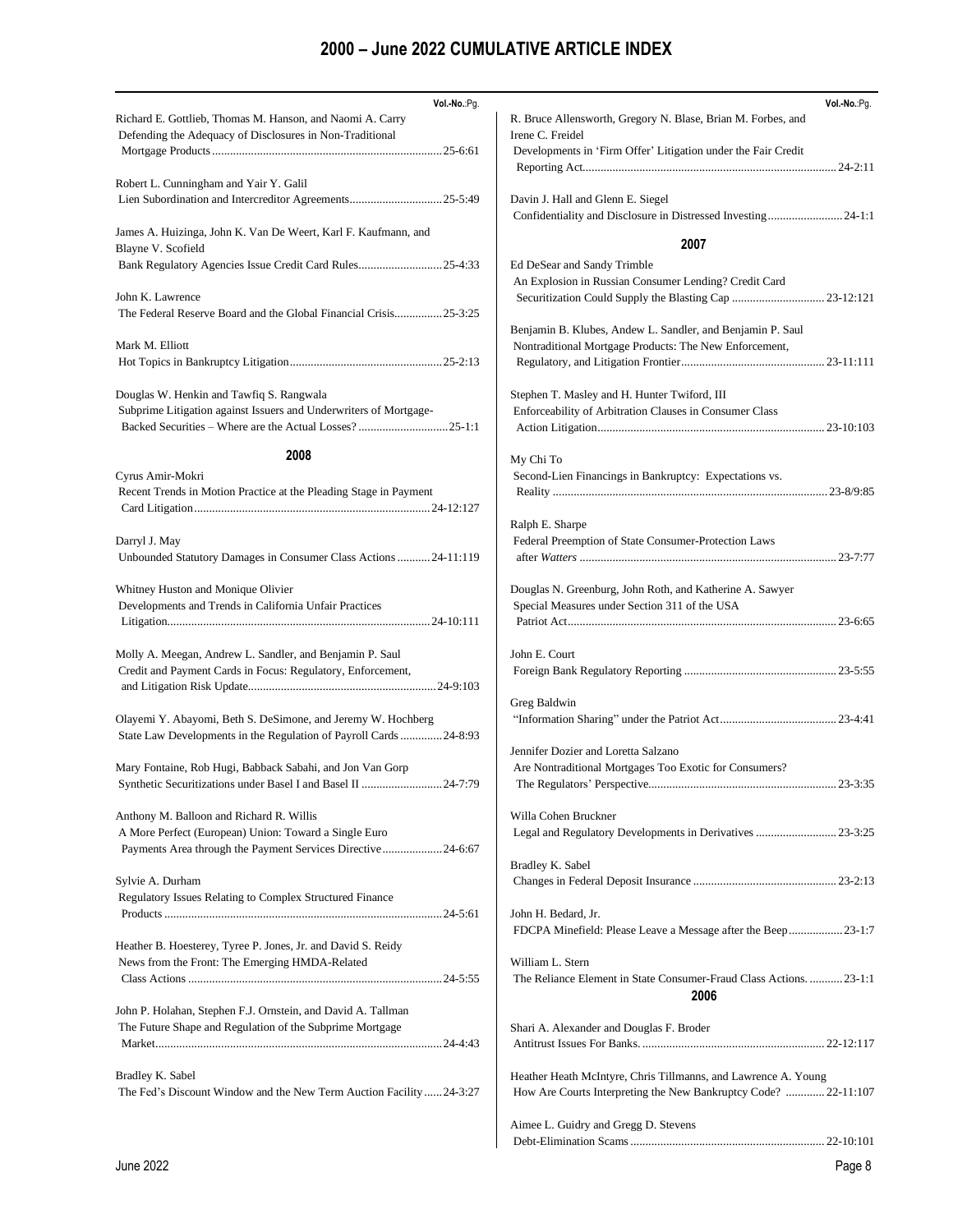# 2000 – June 2022 CUMULATIVE ARTICLE INDEX

**Vol.-No.**:Pg.

Richard E. Gottlieb, Thomas M. Hanson, and Naomi A. Carry
Defending the Adequacy of Disclosures in Non-Traditional Mortgage Products ............ 25-6:61

Robert L. Cunningham and Yair Y. Galil
Lien Subordination and Intercreditor Agreements ............ 25-5:49

James A. Huizinga, John K. Van De Weert, Karl F. Kaufmann, and Blayne V. Scofield
Bank Regulatory Agencies Issue Credit Card Rules ............ 25-4:33

John K. Lawrence
The Federal Reserve Board and the Global Financial Crisis ............ 25-3:25

Mark M. Elliott
Hot Topics in Bankruptcy Litigation ............ 25-2:13

Douglas W. Henkin and Tawfiq S. Rangwala
Subprime Litigation against Issuers and Underwriters of Mortgage-Backed Securities – Where are the Actual Losses? ............ 25-1:1

## 2008

Cyrus Amir-Mokri
Recent Trends in Motion Practice at the Pleading Stage in Payment Card Litigation ............ 24-12:127

Darryl J. May
Unbounded Statutory Damages in Consumer Class Actions ............ 24-11:119

Whitney Huston and Monique Olivier
Developments and Trends in California Unfair Practices Litigation ............ 24-10:111

Molly A. Meegan, Andrew L. Sandler, and Benjamin P. Saul
Credit and Payment Cards in Focus: Regulatory, Enforcement, and Litigation Risk Update ............ 24-9:103

Olayemi Y. Abayomi, Beth S. DeSimone, and Jeremy W. Hochberg
State Law Developments in the Regulation of Payroll Cards ............ 24-8:93

Mary Fontaine, Rob Hugi, Babback Sabahi, and Jon Van Gorp
Synthetic Securitizations under Basel I and Basel II ............ 24-7:79

Anthony M. Balloon and Richard R. Willis
A More Perfect (European) Union: Toward a Single Euro Payments Area through the Payment Services Directive ............ 24-6:67

Sylvie A. Durham
Regulatory Issues Relating to Complex Structured Finance Products ............ 24-5:61

Heather B. Hoesterey, Tyree P. Jones, Jr. and David S. Reidy
News from the Front: The Emerging HMDA-Related Class Actions ............ 24-5:55

John P. Holahan, Stephen F.J. Ornstein, and David A. Tallman
The Future Shape and Regulation of the Subprime Mortgage Market ............ 24-4:43

Bradley K. Sabel
The Fed's Discount Window and the New Term Auction Facility ............ 24-3:27

R. Bruce Allensworth, Gregory N. Blase, Brian M. Forbes, and Irene C. Freidel
Developments in 'Firm Offer' Litigation under the Fair Credit Reporting Act ............ 24-2:11

Davin J. Hall and Glenn E. Siegel
Confidentiality and Disclosure in Distressed Investing ............ 24-1:1

## 2007

Ed DeSear and Sandy Trimble
An Explosion in Russian Consumer Lending? Credit Card Securitization Could Supply the Blasting Cap ............ 23-12:121

Benjamin B. Klubes, Andew L. Sandler, and Benjamin P. Saul
Nontraditional Mortgage Products: The New Enforcement, Regulatory, and Litigation Frontier ............ 23-11:111

Stephen T. Masley and H. Hunter Twiford, III
Enforceability of Arbitration Clauses in Consumer Class Action Litigation ............ 23-10:103

My Chi To
Second-Lien Financings in Bankruptcy: Expectations vs. Reality ............ 23-8/9:85

Ralph E. Sharpe
Federal Preemption of State Consumer-Protection Laws after *Watters* ............ 23-7:77

Douglas N. Greenburg, John Roth, and Katherine A. Sawyer
Special Measures under Section 311 of the USA Patriot Act ............ 23-6:65

John E. Court
Foreign Bank Regulatory Reporting ............ 23-5:55

Greg Baldwin
"Information Sharing" under the Patriot Act ............ 23-4:41

Jennifer Dozier and Loretta Salzano
Are Nontraditional Mortgages Too Exotic for Consumers? The Regulators' Perspective ............ 23-3:35

Willa Cohen Bruckner
Legal and Regulatory Developments in Derivatives ............ 23-3:25

Bradley K. Sabel
Changes in Federal Deposit Insurance ............ 23-2:13

John H. Bedard, Jr.
FDCPA Minefield: Please Leave a Message after the Beep ............ 23-1:7

William L. Stern
The Reliance Element in State Consumer-Fraud Class Actions. ............ 23-1:1

## 2006

Shari A. Alexander and Douglas F. Broder
Antitrust Issues For Banks. ............ 22-12:117

Heather Heath McIntyre, Chris Tillmanns, and Lawrence A. Young
How Are Courts Interpreting the New Bankruptcy Code? ............ 22-11:107

Aimee L. Guidry and Gregg D. Stevens
Debt-Elimination Scams ............ 22-10:101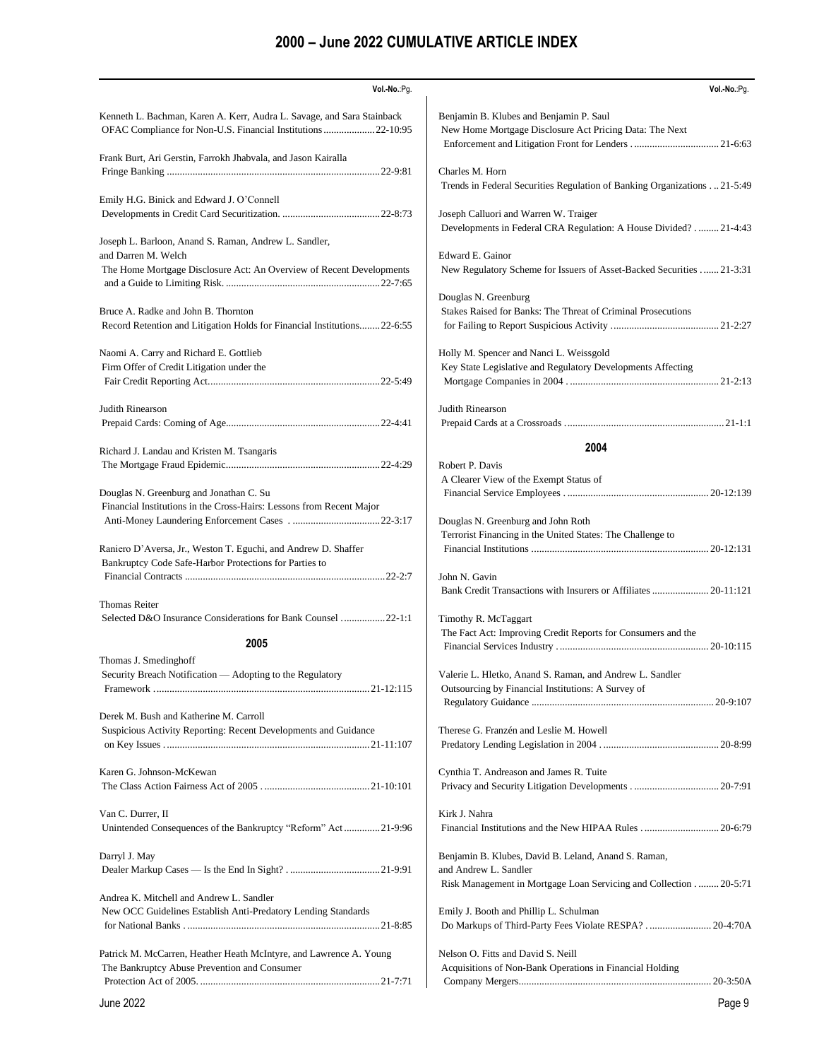# 2000 – June 2022 CUMULATIVE ARTICLE INDEX

Vol.-No.:Pg.

Kenneth L. Bachman, Karen A. Kerr, Audra L. Savage, and Sara Stainback
OFAC Compliance for Non-U.S. Financial Institutions .................... 22-10:95

Frank Burt, Ari Gerstin, Farrokh Jhabvala, and Jason Kairalla
Fringe Banking .................................................................................. 22-9:81

Emily H.G. Binick and Edward J. O'Connell
Developments in Credit Card Securitization. ...................................... 22-8:73

Joseph L. Barloon, Anand S. Raman, Andrew L. Sandler, and Darren M. Welch
The Home Mortgage Disclosure Act: An Overview of Recent Developments and a Guide to Limiting Risk. ............................................................ 22-7:65

Bruce A. Radke and John B. Thornton
Record Retention and Litigation Holds for Financial Institutions........ 22-6:55

Naomi A. Carry and Richard E. Gottlieb
Firm Offer of Credit Litigation under the Fair Credit Reporting Act................................................................... 22-5:49

Judith Rinearson
Prepaid Cards: Coming of Age............................................................ 22-4:41

Richard J. Landau and Kristen M. Tsangaris
The Mortgage Fraud Epidemic............................................................ 22-4:29

Douglas N. Greenburg and Jonathan C. Su
Financial Institutions in the Cross-Hairs: Lessons from Recent Major Anti-Money Laundering Enforcement Cases . .................................. 22-3:17

Raniero D'Aversa, Jr., Weston T. Eguchi, and Andrew D. Shaffer
Bankruptcy Code Safe-Harbor Protections for Parties to Financial Contracts .............................................................................. 22-2:7

Thomas Reiter
Selected D&O Insurance Considerations for Bank Counsel ................ 22-1:1

## 2005

Thomas J. Smedinghoff
Security Breach Notification — Adopting to the Regulatory Framework ................................................................................... 21-12:115

Derek M. Bush and Katherine M. Carroll
Suspicious Activity Reporting: Recent Developments and Guidance on Key Issues ............................................................................... 21-11:107

Karen G. Johnson-McKewan
The Class Action Fairness Act of 2005 . ........................................ 21-10:101

Van C. Durrer, II
Unintended Consequences of the Bankruptcy "Reform" Act ............. 21-9:96

Darryl J. May
Dealer Markup Cases — Is the End In Sight? . .................................. 21-9:91

Andrea K. Mitchell and Andrew L. Sandler
New OCC Guidelines Establish Anti-Predatory Lending Standards for National Banks . .......................................................................... 21-8:85

Patrick M. McCarren, Heather Heath McIntyre, and Lawrence A. Young
The Bankruptcy Abuse Prevention and Consumer Protection Act of 2005. ..................................................................... 21-7:71

Benjamin B. Klubes and Benjamin P. Saul
New Home Mortgage Disclosure Act Pricing Data: The Next Enforcement and Litigation Front for Lenders . ................................ 21-6:63

Charles M. Horn
Trends in Federal Securities Regulation of Banking Organizations . .. 21-5:49

Joseph Calluori and Warren W. Traiger
Developments in Federal CRA Regulation: A House Divided? . ........ 21-4:43

Edward E. Gainor
New Regulatory Scheme for Issuers of Asset-Backed Securities ....... 21-3:31

Douglas N. Greenburg
Stakes Raised for Banks: The Threat of Criminal Prosecutions for Failing to Report Suspicious Activity .......................................... 21-2:27

Holly M. Spencer and Nanci L. Weissgold
Key State Legislative and Regulatory Developments Affecting Mortgage Companies in 2004 . ......................................................... 21-2:13

Judith Rinearson
Prepaid Cards at a Crossroads ............................................................ 21-1:1

## 2004

Robert P. Davis
A Clearer View of the Exempt Status of Financial Service Employees . ...................................................... 20-12:139

Douglas N. Greenburg and John Roth
Terrorist Financing in the United States: The Challenge to Financial Institutions .................................................................... 20-12:131

John N. Gavin
Bank Credit Transactions with Insurers or Affiliates ...................... 20-11:121

Timothy R. McTaggart
The Fact Act: Improving Credit Reports for Consumers and the Financial Services Industry . ......................................................... 20-10:115

Valerie L. Hletko, Anand S. Raman, and Andrew L. Sandler
Outsourcing by Financial Institutions: A Survey of Regulatory Guidance ...................................................................... 20-9:107

Therese G. Franzén and Leslie M. Howell
Predatory Lending Legislation in 2004 . ............................................ 20-8:99

Cynthia T. Andreason and James R. Tuite
Privacy and Security Litigation Developments . ................................ 20-7:91

Kirk J. Nahra
Financial Institutions and the New HIPAA Rules . ............................ 20-6:79

Benjamin B. Klubes, David B. Leland, Anand S. Raman, and Andrew L. Sandler
Risk Management in Mortgage Loan Servicing and Collection . ........ 20-5:71

Emily J. Booth and Phillip L. Schulman
Do Markups of Third-Party Fees Violate RESPA? . ........................ 20-4:70A

Nelson O. Fitts and David S. Neill
Acquisitions of Non-Bank Operations in Financial Holding Company Mergers.......................................................................... 20-3:50A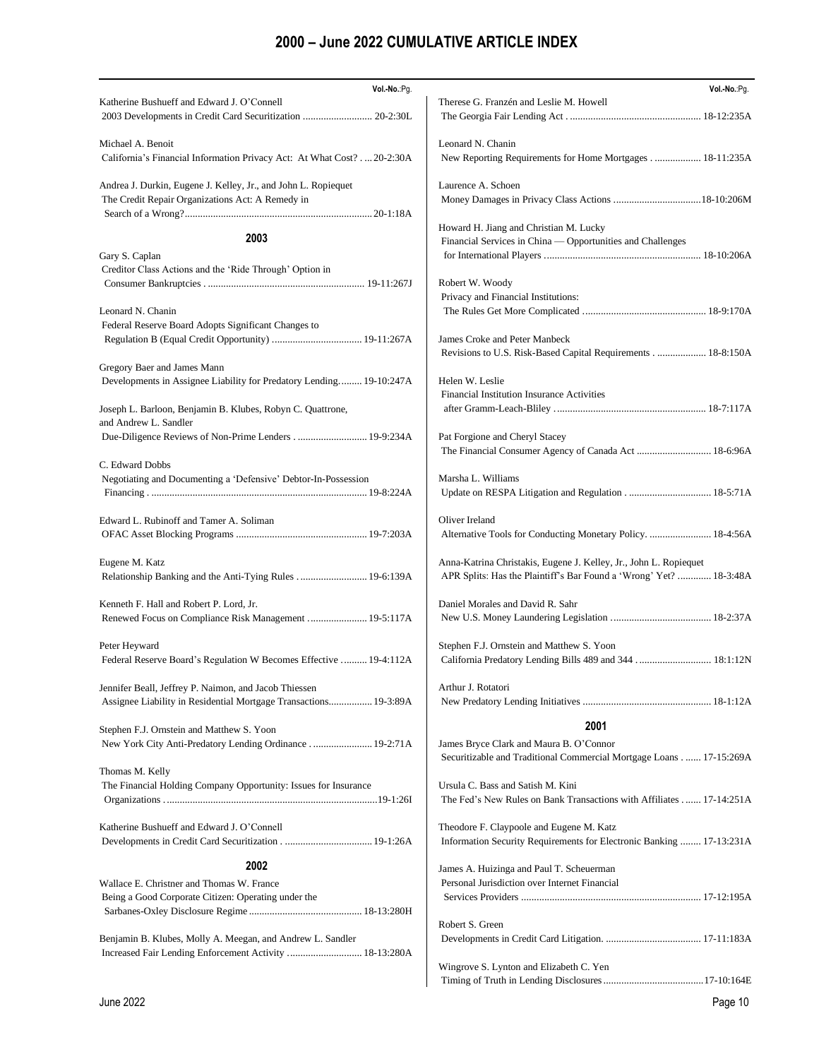# 2000 – June 2022 CUMULATIVE ARTICLE INDEX

Vol.-No.:Pg.

Katherine Bushueff and Edward J. O'Connell
2003 Developments in Credit Card Securitization .......................... 20-2:30L

Michael A. Benoit
California's Financial Information Privacy Act: At What Cost? . ... 20-2:30A

Andrea J. Durkin, Eugene J. Kelley, Jr., and John L. Ropiequet
The Credit Repair Organizations Act: A Remedy in Search of a Wrong?........................................................................ 20-1:18A

## 2003

Gary S. Caplan
Creditor Class Actions and the 'Ride Through' Option in Consumer Bankruptcies . ........................................................... 19-11:267J

Leonard N. Chanin
Federal Reserve Board Adopts Significant Changes to Regulation B (Equal Credit Opportunity) .................................. 19-11:267A

Gregory Baer and James Mann
Developments in Assignee Liability for Predatory Lending......... 19-10:247A

Joseph L. Barloon, Benjamin B. Klubes, Robyn C. Quattrone, and Andrew L. Sandler
Due-Diligence Reviews of Non-Prime Lenders . .......................... 19-9:234A

C. Edward Dobbs
Negotiating and Documenting a 'Defensive' Debtor-In-Possession Financing . .................................................................................. 19-8:224A

Edward L. Rubinoff and Tamer A. Soliman
OFAC Asset Blocking Programs .................................................. 19-7:203A

Eugene M. Katz
Relationship Banking and the Anti-Tying Rules . .......................... 19-6:139A

Kenneth F. Hall and Robert P. Lord, Jr.
Renewed Focus on Compliance Risk Management . ...................... 19-5:117A

Peter Heyward
Federal Reserve Board's Regulation W Becomes Effective .......... 19-4:112A

Jennifer Beall, Jeffrey P. Naimon, and Jacob Thiessen
Assignee Liability in Residential Mortgage Transactions................ 19-3:89A

Stephen F.J. Ornstein and Matthew S. Yoon
New York City Anti-Predatory Lending Ordinance . ....................... 19-2:71A

Thomas M. Kelly
The Financial Holding Company Opportunity: Issues for Insurance Organizations . ...............................................................................19-1:26I

Katherine Bushueff and Edward J. O'Connell
Developments in Credit Card Securitization . ................................. 19-1:26A

## 2002

Wallace E. Christner and Thomas W. France
Being a Good Corporate Citizen: Operating under the Sarbanes-Oxley Disclosure Regime ........................................... 18-13:280H

Benjamin B. Klubes, Molly A. Meegan, and Andrew L. Sandler
Increased Fair Lending Enforcement Activity ............................ 18-13:280A

Therese G. Franzén and Leslie M. Howell
The Georgia Fair Lending Act . .................................................. 18-12:235A

Leonard N. Chanin
New Reporting Requirements for Home Mortgages . ................. 18-11:235A

Laurence A. Schoen
Money Damages in Privacy Class Actions .................................18-10:206M

Howard H. Jiang and Christian M. Lucky
Financial Services in China — Opportunities and Challenges for International Players ............................................................ 18-10:206A

Robert W. Woody
Privacy and Financial Institutions: The Rules Get More Complicated ............................................... 18-9:170A

James Croke and Peter Manbeck
Revisions to U.S. Risk-Based Capital Requirements . .................. 18-8:150A

Helen W. Leslie
Financial Institution Insurance Activities after Gramm-Leach-Bliley . ......................................................... 18-7:117A

Pat Forgione and Cheryl Stacey
The Financial Consumer Agency of Canada Act ............................ 18-6:96A

Marsha L. Williams
Update on RESPA Litigation and Regulation . ................................ 18-5:71A

Oliver Ireland
Alternative Tools for Conducting Monetary Policy. ........................ 18-4:56A

Anna-Katrina Christakis, Eugene J. Kelley, Jr., John L. Ropiequet
APR Splits: Has the Plaintiff's Bar Found a 'Wrong' Yet? ............ 18-3:48A

Daniel Morales and David R. Sahr
New U.S. Money Laundering Legislation ...................................... 18-2:37A

Stephen F.J. Ornstein and Matthew S. Yoon
California Predatory Lending Bills 489 and 344 . ........................... 18:1:12N

Arthur J. Rotatori
New Predatory Lending Initiatives ................................................. 18-1:12A

## 2001

James Bryce Clark and Maura B. O'Connor
Securitizable and Traditional Commercial Mortgage Loans . ...... 17-15:269A

Ursula C. Bass and Satish M. Kini
The Fed's New Rules on Bank Transactions with Affiliates . ...... 17-14:251A

Theodore F. Claypoole and Eugene M. Katz
Information Security Requirements for Electronic Banking ........ 17-13:231A

James A. Huizinga and Paul T. Scheuerman
Personal Jurisdiction over Internet Financial Services Providers ..................................................................... 17-12:195A

Robert S. Green
Developments in Credit Card Litigation. .................................... 17-11:183A

Wingrove S. Lynton and Elizabeth C. Yen
Timing of Truth in Lending Disclosures ......................................17-10:164E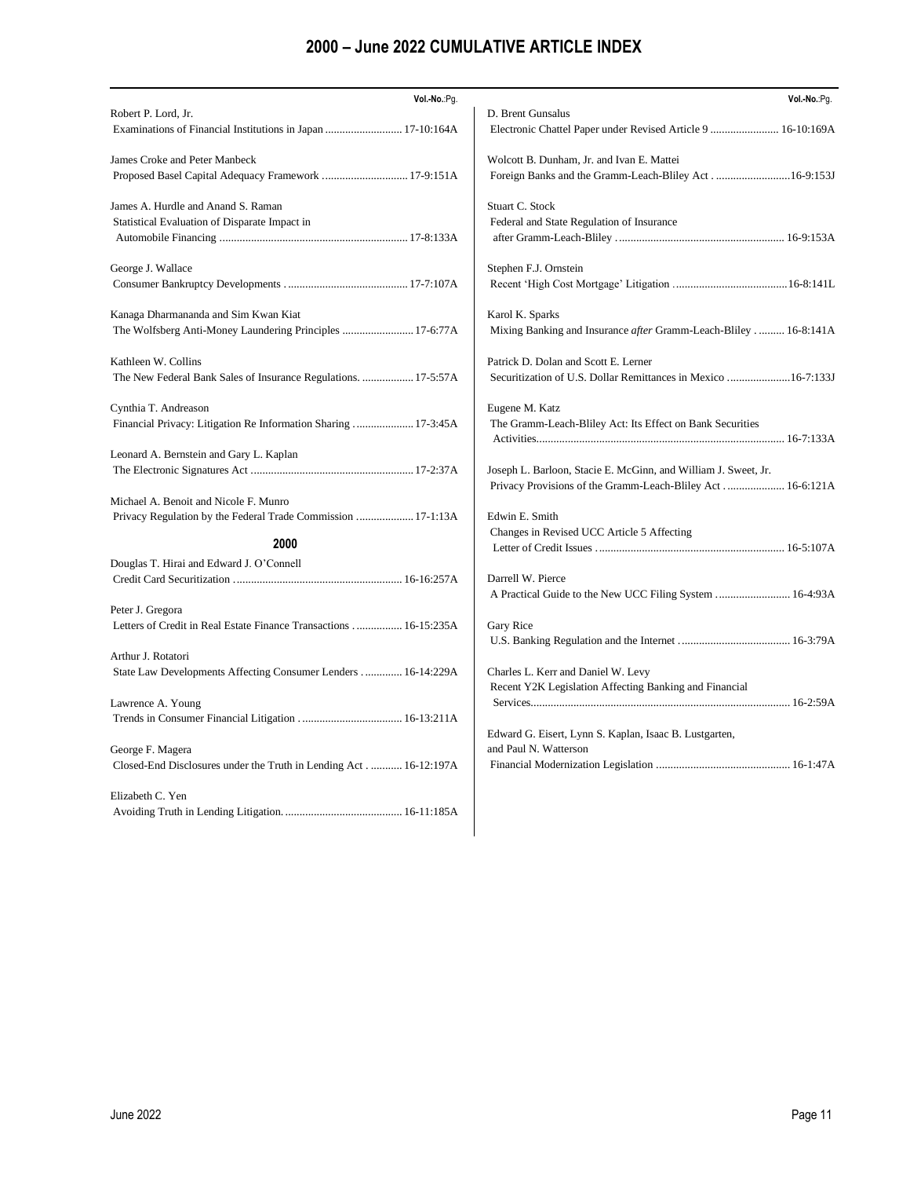# 2000 – June 2022 CUMULATIVE ARTICLE INDEX

Vol.-No.:Pg.

Robert P. Lord, Jr.
Examinations of Financial Institutions in Japan ........................... 17-10:164A

James Croke and Peter Manbeck
Proposed Basel Capital Adequacy Framework ............................. 17-9:151A

James A. Hurdle and Anand S. Raman
Statistical Evaluation of Disparate Impact in Automobile Financing ................................................................. 17-8:133A

George J. Wallace
Consumer Bankruptcy Developments ........................................... 17-7:107A

Kanaga Dharmananda and Sim Kwan Kiat
The Wolfsberg Anti-Money Laundering Principles ......................... 17-6:77A

Kathleen W. Collins
The New Federal Bank Sales of Insurance Regulations. .................. 17-5:57A

Cynthia T. Andreason
Financial Privacy: Litigation Re Information Sharing .................... 17-3:45A

Leonard A. Bernstein and Gary L. Kaplan
The Electronic Signatures Act ........................................................ 17-2:37A

Michael A. Benoit and Nicole F. Munro
Privacy Regulation by the Federal Trade Commission .................... 17-1:13A

## 2000

Douglas T. Hirai and Edward J. O'Connell
Credit Card Securitization ........................................................... 16-16:257A

Peter J. Gregora
Letters of Credit in Real Estate Finance Transactions ................ 16-15:235A

Arthur J. Rotatori
State Law Developments Affecting Consumer Lenders ............. 16-14:229A

Lawrence A. Young
Trends in Consumer Financial Litigation ................................... 16-13:211A

George F. Magera
Closed-End Disclosures under the Truth in Lending Act ........... 16-12:197A

Elizabeth C. Yen
Avoiding Truth in Lending Litigation. ......................................... 16-11:185A

D. Brent Gunsalus
Electronic Chattel Paper under Revised Article 9 ........................ 16-10:169A

Wolcott B. Dunham, Jr. and Ivan E. Mattei
Foreign Banks and the Gramm-Leach-Bliley Act . .........................16-9:153J

Stuart C. Stock
Federal and State Regulation of Insurance after Gramm-Leach-Bliley .......................................................... 16-9:153A

Stephen F.J. Ornstein
Recent 'High Cost Mortgage' Litigation ........................................16-8:141L

Karol K. Sparks
Mixing Banking and Insurance *after* Gramm-Leach-Bliley . ......... 16-8:141A

Patrick D. Dolan and Scott E. Lerner
Securitization of U.S. Dollar Remittances in Mexico ......................16-7:133J

Eugene M. Katz
The Gramm-Leach-Bliley Act: Its Effect on Bank Securities Activities...................................................................................... 16-7:133A

Joseph L. Barloon, Stacie E. McGinn, and William J. Sweet, Jr.
Privacy Provisions of the Gramm-Leach-Bliley Act ..................... 16-6:121A

Edwin E. Smith
Changes in Revised UCC Article 5 Affecting Letter of Credit Issues ................................................................. 16-5:107A

Darrell W. Pierce
A Practical Guide to the New UCC Filing System .......................... 16-4:93A

Gary Rice
U.S. Banking Regulation and the Internet ....................................... 16-3:79A

Charles L. Kerr and Daniel W. Levy
Recent Y2K Legislation Affecting Banking and Financial Services........................................................................................... 16-2:59A

Edward G. Eisert, Lynn S. Kaplan, Isaac B. Lustgarten, and Paul N. Watterson
Financial Modernization Legislation ............................................... 16-1:47A